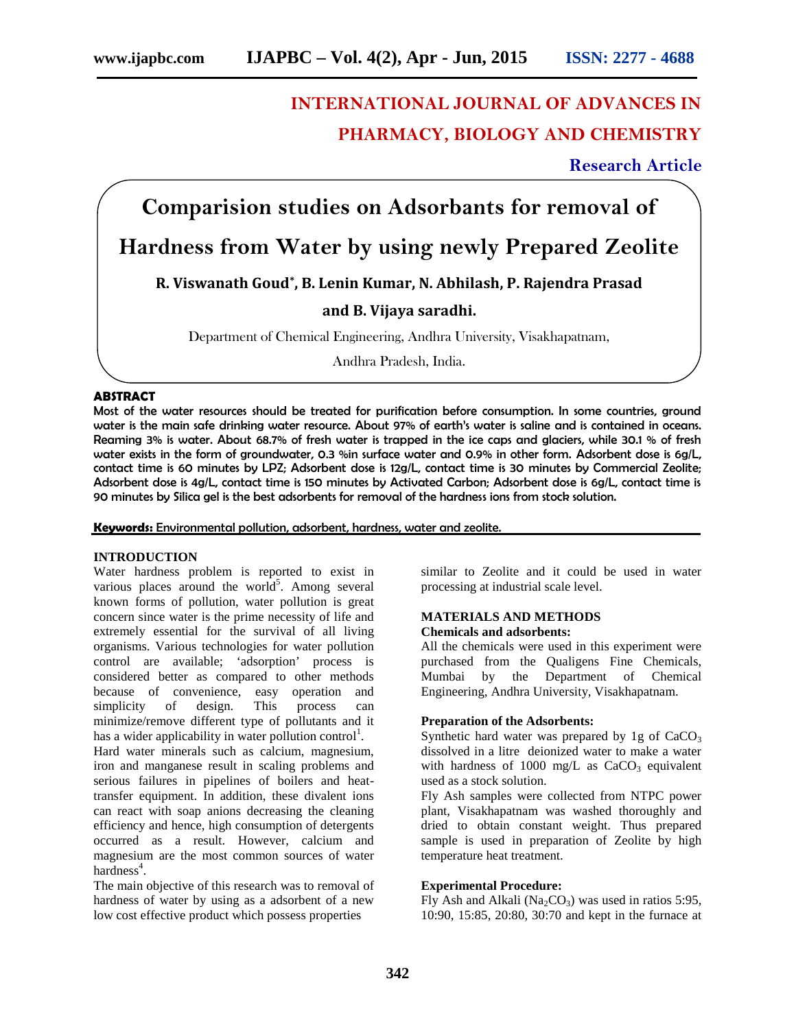INTERNATIONAL JOURNAL OF ADVANCES IN PHARMACY, BIOLOGY AND CHEMISTRY

**Research Article**

# Comparision studies on Adsorbants for removal of Hardness from Water by using newly Prepared Zeolite

**R. Viswanath Goud\*, B. Lenin Kumar, N. Abhilash, P. Rajendra Prasad and B. Vijaya saradhi.**

Department of Chemical Engineering, Andhra University, Visakhapatnam, Andhra Pradesh, India.

## ABSTRACT

**Most of the water resources should be treated for purification before consumption. In some countries, ground water is the main safe drinking water resource. About 97% of earth's water is saline and is contained in oceans. Reaming 3% is water. About 68.7% of fresh water is trapped in the ice caps and glaciers, while 30.1 % of fresh water exists in the form of groundwater, 0.3 %in surface water and 0.9% in other form. Adsorbent dose is 6g/L, contact time is 60 minutes by LPZ; Adsorbent dose is 12g/L, contact time is 30 minutes by Commercial Zeolite; Adsorbent dose is 4g/L, contact time is 150 minutes by Activated Carbon; Adsorbent dose is 6g/L, contact time is 90 minutes by Silica gel is the best adsorbents for removal of the hardness ions from stock solution.**

**Keywords:** Environmental pollution, adsorbent, hardness, water and zeolite.

## INTRODUCTION

Water hardness problem is reported to exist in various places around the world[5]. Among several known forms of pollution, water pollution is great concern since water is the prime necessity of life and extremely essential for the survival of all living organisms. Various technologies for water pollution control are available; 'adsorption' process is considered better as compared to other methods because of convenience, easy operation and simplicity of design. This process can minimize/remove different type of pollutants and it has a wider applicability in water pollution control[1].

Hard water minerals such as calcium, magnesium, iron and manganese result in scaling problems and serious failures in pipelines of boilers and heat-transfer equipment. In addition, these divalent ions can react with soap anions decreasing the cleaning efficiency and hence, high consumption of detergents occurred as a result. However, calcium and magnesium are the most common sources of water hardness[4].

The main objective of this research was to removal of hardness of water by using as a adsorbent of a new low cost effective product which possess properties similar to Zeolite and it could be used in water processing at industrial scale level.

## MATERIALS AND METHODS

### Chemicals and adsorbents:

All the chemicals were used in this experiment were purchased from the Qualigens Fine Chemicals, Mumbai by the Department of Chemical Engineering, Andhra University, Visakhapatnam.

### Preparation of the Adsorbents:

Synthetic hard water was prepared by 1g of $CaCO_3$ dissolved in a litre deionized water to make a water with hardness of 1000 mg/L as $CaCO_3$ equivalent used as a stock solution.

Fly Ash samples were collected from NTPC power plant, Visakhapatnam was washed thoroughly and dried to obtain constant weight. Thus prepared sample is used in preparation of Zeolite by high temperature heat treatment.

### Experimental Procedure:

Fly Ash and Alkali ($Na_2CO_3$) was used in ratios 5:95, 10:90, 15:85, 20:80, 30:70 and kept in the furnace at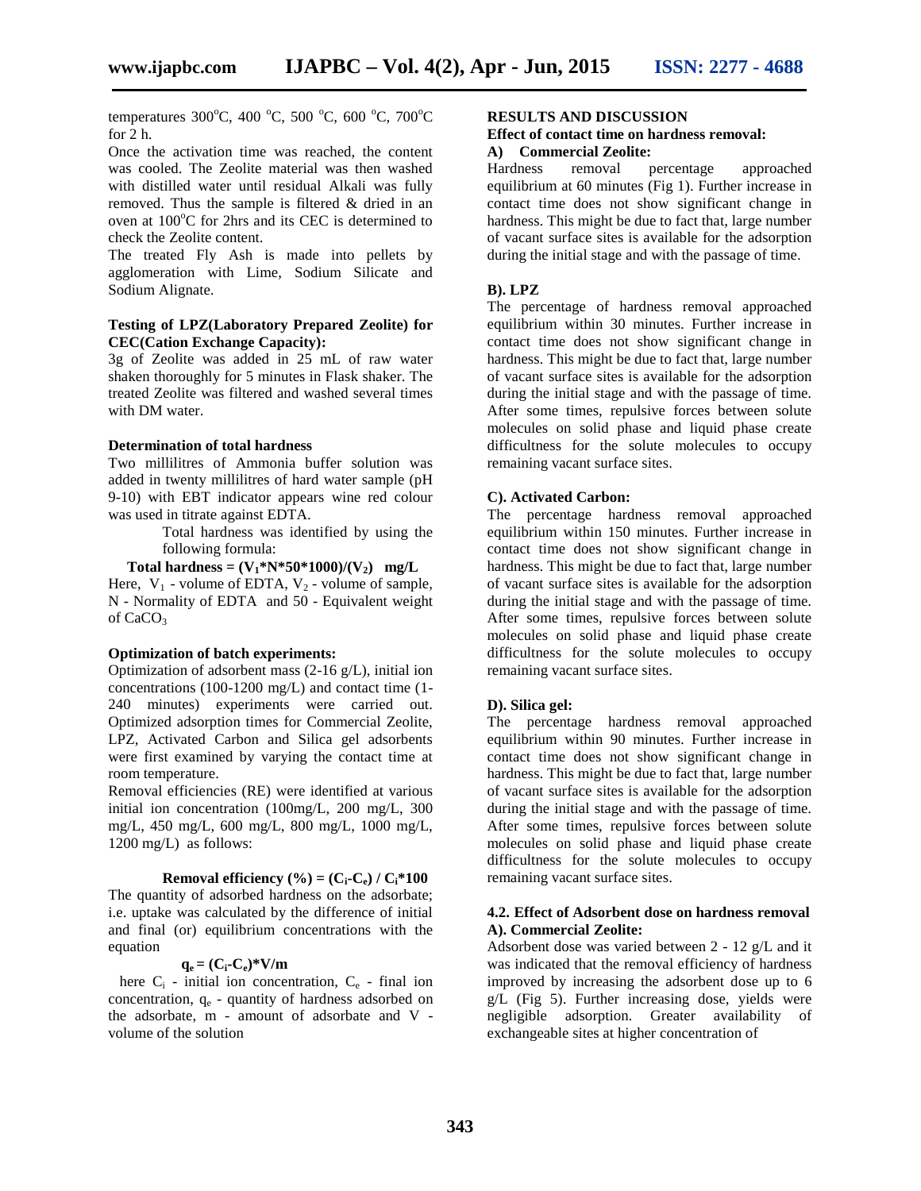temperatures 300°C, 400 °C, 500 °C, 600 °C, 700°C for 2 h.

Once the activation time was reached, the content was cooled. The Zeolite material was then washed with distilled water until residual Alkali was fully removed. Thus the sample is filtered & dried in an oven at 100°C for 2hrs and its CEC is determined to check the Zeolite content.

The treated Fly Ash is made into pellets by agglomeration with Lime, Sodium Silicate and Sodium Alignate.

**Testing of LPZ(Laboratory Prepared Zeolite) for CEC(Cation Exchange Capacity):**

3g of Zeolite was added in 25 mL of raw water shaken thoroughly for 5 minutes in Flask shaker. The treated Zeolite was filtered and washed several times with DM water.

**Determination of total hardness**

Two millilitres of Ammonia buffer solution was added in twenty millilitres of hard water sample (pH 9-10) with EBT indicator appears wine red colour was used in titrate against EDTA.

Total hardness was identified by using the following formula:

$$\text{Total hardness} = (V_1 * N * 50 * 1000)/(V_2) \quad \text{mg/L}$$

Here, $V_1$ - volume of EDTA, $V_2$ - volume of sample, N - Normality of EDTA and 50 - Equivalent weight of $CaCO_3$

**Optimization of batch experiments:**

Optimization of adsorbent mass (2-16 g/L), initial ion concentrations (100-1200 mg/L) and contact time (1-240 minutes) experiments were carried out. Optimized adsorption times for Commercial Zeolite, LPZ, Activated Carbon and Silica gel adsorbents were first examined by varying the contact time at room temperature.

Removal efficiencies (RE) were identified at various initial ion concentration (100mg/L, 200 mg/L, 300 mg/L, 450 mg/L, 600 mg/L, 800 mg/L, 1000 mg/L, 1200 mg/L) as follows:

$$\text{Removal efficiency (\%)} = (C_i - C_e) / C_i * 100$$

The quantity of adsorbed hardness on the adsorbate; i.e. uptake was calculated by the difference of initial and final (or) equilibrium concentrations with the equation

$$q_e = (C_i - C_e) * V/m$$

here $C_i$ - initial ion concentration, $C_e$ - final ion concentration, $q_e$ - quantity of hardness adsorbed on the adsorbate, m - amount of adsorbate and V - volume of the solution

## RESULTS AND DISCUSSION

### Effect of contact time on hardness removal:

**A) Commercial Zeolite:**

Hardness removal percentage approached equilibrium at 60 minutes (Fig 1). Further increase in contact time does not show significant change in hardness. This might be due to fact that, large number of vacant surface sites is available for the adsorption during the initial stage and with the passage of time.

**B). LPZ**

The percentage of hardness removal approached equilibrium within 30 minutes. Further increase in contact time does not show significant change in hardness. This might be due to fact that, large number of vacant surface sites is available for the adsorption during the initial stage and with the passage of time. After some times, repulsive forces between solute molecules on solid phase and liquid phase create difficultness for the solute molecules to occupy remaining vacant surface sites.

**C). Activated Carbon:**

The percentage hardness removal approached equilibrium within 150 minutes. Further increase in contact time does not show significant change in hardness. This might be due to fact that, large number of vacant surface sites is available for the adsorption during the initial stage and with the passage of time. After some times, repulsive forces between solute molecules on solid phase and liquid phase create difficultness for the solute molecules to occupy remaining vacant surface sites.

**D). Silica gel:**

The percentage hardness removal approached equilibrium within 90 minutes. Further increase in contact time does not show significant change in hardness. This might be due to fact that, large number of vacant surface sites is available for the adsorption during the initial stage and with the passage of time. After some times, repulsive forces between solute molecules on solid phase and liquid phase create difficultness for the solute molecules to occupy remaining vacant surface sites.

### 4.2. Effect of Adsorbent dose on hardness removal

**A). Commercial Zeolite:**

Adsorbent dose was varied between 2 - 12 g/L and it was indicated that the removal efficiency of hardness improved by increasing the adsorbent dose up to 6 g/L (Fig 5). Further increasing dose, yields were negligible adsorption. Greater availability of exchangeable sites at higher concentration of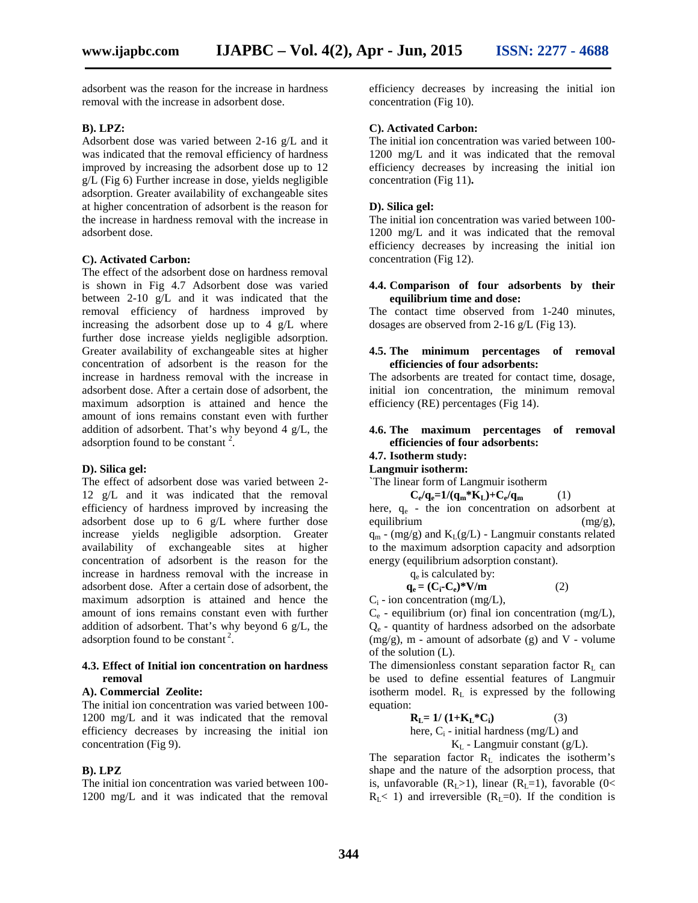adsorbent was the reason for the increase in hardness removal with the increase in adsorbent dose.

**B). LPZ:**

Adsorbent dose was varied between 2-16 g/L and it was indicated that the removal efficiency of hardness improved by increasing the adsorbent dose up to 12 g/L (Fig 6) Further increase in dose, yields negligible adsorption. Greater availability of exchangeable sites at higher concentration of adsorbent is the reason for the increase in hardness removal with the increase in adsorbent dose.

**C). Activated Carbon:**

The effect of the adsorbent dose on hardness removal is shown in Fig 4.7 Adsorbent dose was varied between 2-10 g/L and it was indicated that the removal efficiency of hardness improved by increasing the adsorbent dose up to 4 g/L where further dose increase yields negligible adsorption. Greater availability of exchangeable sites at higher concentration of adsorbent is the reason for the increase in hardness removal with the increase in adsorbent dose. After a certain dose of adsorbent, the maximum adsorption is attained and hence the amount of ions remains constant even with further addition of adsorbent. That's why beyond 4 g/L, the adsorption found to be constant [2].

**D). Silica gel:**

The effect of adsorbent dose was varied between 2-12 g/L and it was indicated that the removal efficiency of hardness improved by increasing the adsorbent dose up to 6 g/L where further dose increase yields negligible adsorption. Greater availability of exchangeable sites at higher concentration of adsorbent is the reason for the increase in hardness removal with the increase in adsorbent dose. After a certain dose of adsorbent, the maximum adsorption is attained and hence the amount of ions remains constant even with further addition of adsorbent. That's why beyond 6 g/L, the adsorption found to be constant [2].

### 4.3. Effect of Initial ion concentration on hardness removal

**A). Commercial Zeolite:**

The initial ion concentration was varied between 100-1200 mg/L and it was indicated that the removal efficiency decreases by increasing the initial ion concentration (Fig 9).

**B). LPZ**

The initial ion concentration was varied between 100-1200 mg/L and it was indicated that the removal efficiency decreases by increasing the initial ion concentration (Fig 10).

**C). Activated Carbon:**

The initial ion concentration was varied between 100-1200 mg/L and it was indicated that the removal efficiency decreases by increasing the initial ion concentration (Fig 11).

**D). Silica gel:**

The initial ion concentration was varied between 100-1200 mg/L and it was indicated that the removal efficiency decreases by increasing the initial ion concentration (Fig 12).

### 4.4. Comparison of four adsorbents by their equilibrium time and dose:

The contact time observed from 1-240 minutes, dosages are observed from 2-16 g/L (Fig 13).

### 4.5. The minimum percentages of removal efficiencies of four adsorbents:

The adsorbents are treated for contact time, dosage, initial ion concentration, the minimum removal efficiency (RE) percentages (Fig 14).

### 4.6. The maximum percentages of removal efficiencies of four adsorbents:

### 4.7. Isotherm study:

**Langmuir isotherm:**

`The linear form of Langmuir isotherm

$$C_e/q_e = 1/(q_m * K_L) + C_e/q_m \qquad (1)$$

here, $q_e$ - the ion concentration on adsorbent at equilibrium (mg/g), $q_m$ - (mg/g) and $K_L$(g/L) - Langmuir constants related to the maximum adsorption capacity and adsorption energy (equilibrium adsorption constant).

$q_e$ is calculated by:

$$q_e = (C_i - C_e) * V/m \qquad (2)$$

$C_i$ - ion concentration (mg/L),

$C_e$ - equilibrium (or) final ion concentration (mg/L), $Q_e$ - quantity of hardness adsorbed on the adsorbate (mg/g), m - amount of adsorbate (g) and V - volume of the solution (L).

The dimensionless constant separation factor $R_L$ can be used to define essential features of Langmuir isotherm model. $R_L$ is expressed by the following equation:

$$R_L = 1/(1 + K_L * C_i) \qquad (3)$$

here, $C_i$ - initial hardness (mg/L) and

$K_L$ - Langmuir constant (g/L).

The separation factor $R_L$ indicates the isotherm's shape and the nature of the adsorption process, that is, unfavorable ($R_L > 1$), linear ($R_L = 1$), favorable ($0 < R_L < 1$) and irreversible ($R_L = 0$). If the condition is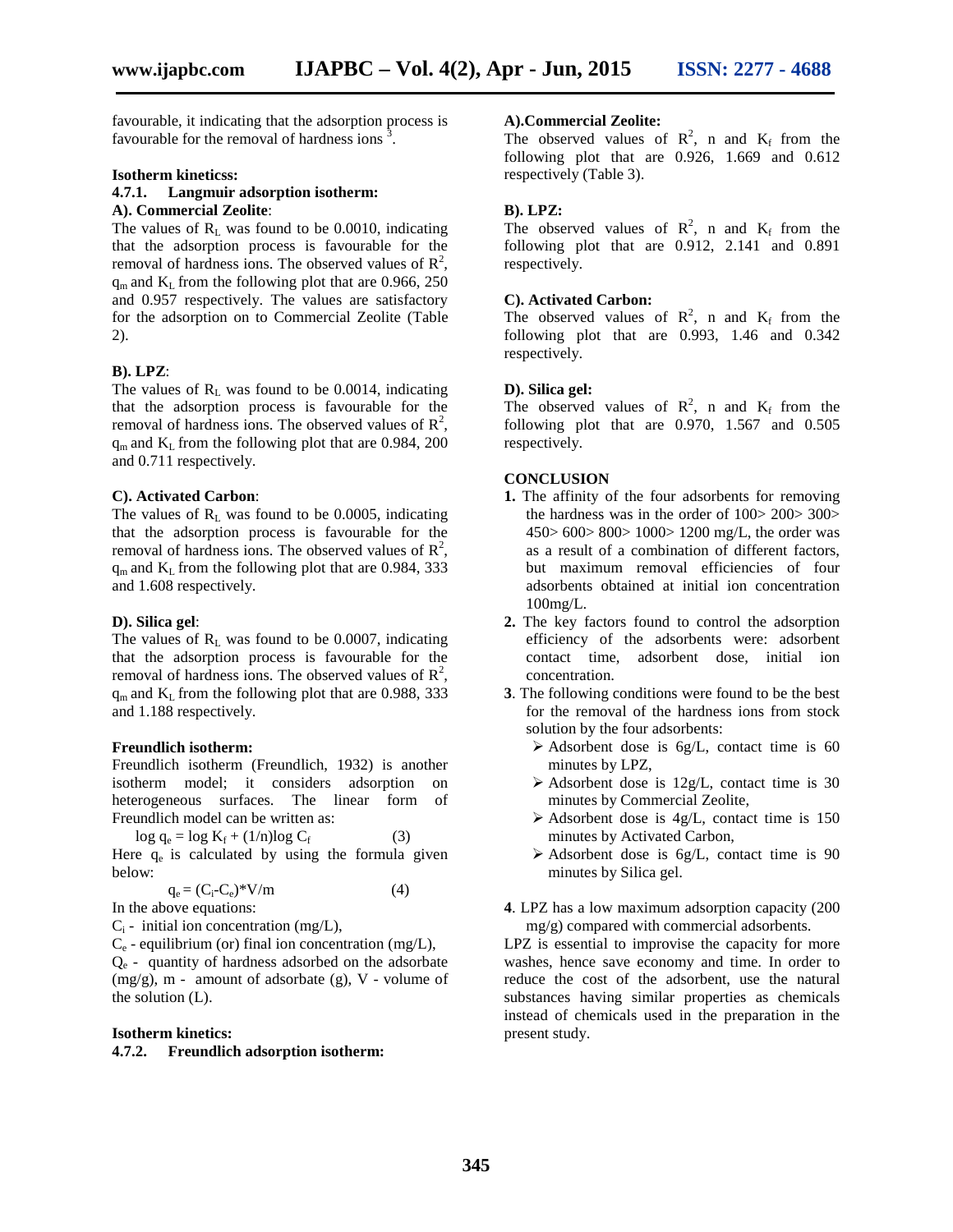favourable, it indicating that the adsorption process is favourable for the removal of hardness ions [3].

**Isotherm kineticss:**

**4.7.1. Langmuir adsorption isotherm:**

**A). Commercial Zeolite**:

The values of $R_L$ was found to be 0.0010, indicating that the adsorption process is favourable for the removal of hardness ions. The observed values of $R^2$, $q_m$ and $K_L$ from the following plot that are 0.966, 250 and 0.957 respectively. The values are satisfactory for the adsorption on to Commercial Zeolite (Table 2).

**B). LPZ**:

The values of $R_L$ was found to be 0.0014, indicating that the adsorption process is favourable for the removal of hardness ions. The observed values of $R^2$, $q_m$ and $K_L$ from the following plot that are 0.984, 200 and 0.711 respectively.

**C). Activated Carbon**:

The values of $R_L$ was found to be 0.0005, indicating that the adsorption process is favourable for the removal of hardness ions. The observed values of $R^2$, $q_m$ and $K_L$ from the following plot that are 0.984, 333 and 1.608 respectively.

**D). Silica gel**:

The values of $R_L$ was found to be 0.0007, indicating that the adsorption process is favourable for the removal of hardness ions. The observed values of $R^2$, $q_m$ and $K_L$ from the following plot that are 0.988, 333 and 1.188 respectively.

**Freundlich isotherm:**

Freundlich isotherm (Freundlich, 1932) is another isotherm model; it considers adsorption on heterogeneous surfaces. The linear form of Freundlich model can be written as:

$$\log q_e = \log K_f + (1/n)\log C_f \qquad (3)$$

Here $q_e$ is calculated by using the formula given below:

$$q_e = (C_i - C_e) * V/m \qquad (4)$$

In the above equations:

$C_i$ - initial ion concentration (mg/L),

$C_e$ - equilibrium (or) final ion concentration (mg/L),

$Q_e$ - quantity of hardness adsorbed on the adsorbate (mg/g), m - amount of adsorbate (g), V - volume of the solution (L).

**Isotherm kinetics:**

**4.7.2. Freundlich adsorption isotherm:**

**A).Commercial Zeolite:**

The observed values of $R^2$, n and $K_f$ from the following plot that are 0.926, 1.669 and 0.612 respectively (Table 3).

**B). LPZ:**

The observed values of $R^2$, n and $K_f$ from the following plot that are 0.912, 2.141 and 0.891 respectively.

**C). Activated Carbon:**

The observed values of $R^2$, n and $K_f$ from the following plot that are 0.993, 1.46 and 0.342 respectively.

**D). Silica gel:**

The observed values of $R^2$, n and $K_f$ from the following plot that are 0.970, 1.567 and 0.505 respectively.

**CONCLUSION**

**1.** The affinity of the four adsorbents for removing the hardness was in the order of 100> 200> 300> 450> 600> 800> 1000> 1200 mg/L, the order was as a result of a combination of different factors, but maximum removal efficiencies of four adsorbents obtained at initial ion concentration 100mg/L.

**2.** The key factors found to control the adsorption efficiency of the adsorbents were: adsorbent contact time, adsorbent dose, initial ion concentration.

**3**. The following conditions were found to be the best for the removal of the hardness ions from stock solution by the four adsorbents:

- Adsorbent dose is 6g/L, contact time is 60 minutes by LPZ,
- Adsorbent dose is 12g/L, contact time is 30 minutes by Commercial Zeolite,
- Adsorbent dose is 4g/L, contact time is 150 minutes by Activated Carbon,
- Adsorbent dose is 6g/L, contact time is 90 minutes by Silica gel.

**4**. LPZ has a low maximum adsorption capacity (200 mg/g) compared with commercial adsorbents.

LPZ is essential to improvise the capacity for more washes, hence save economy and time. In order to reduce the cost of the adsorbent, use the natural substances having similar properties as chemicals instead of chemicals used in the preparation in the present study.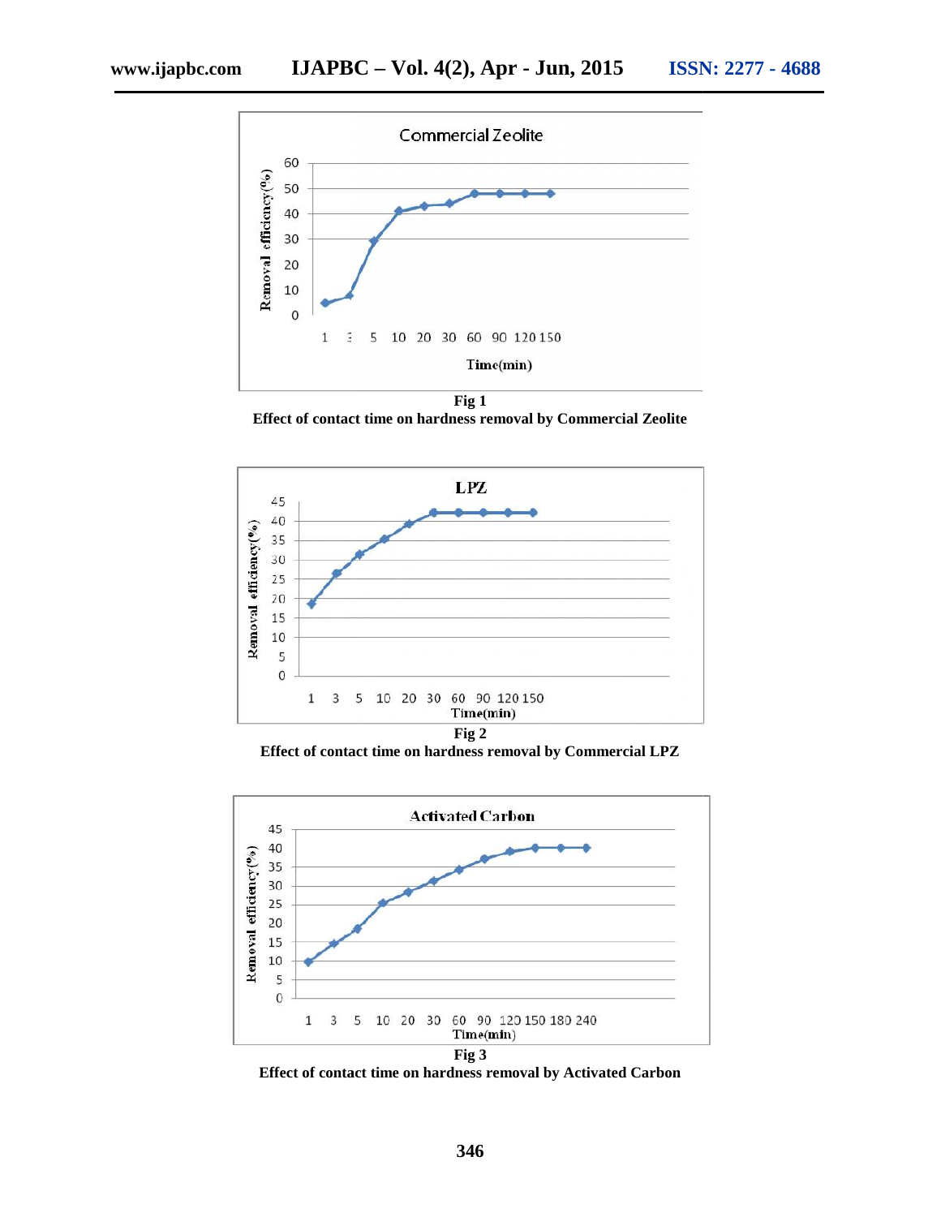Fig 1

**Effect of contact time on hardness removal by Commercial Zeolite**

Fig 2

**Effect of contact time on hardness removal by Commercial LPZ**

Fig 3

**Effect of contact time on hardness removal by Activated Carbon**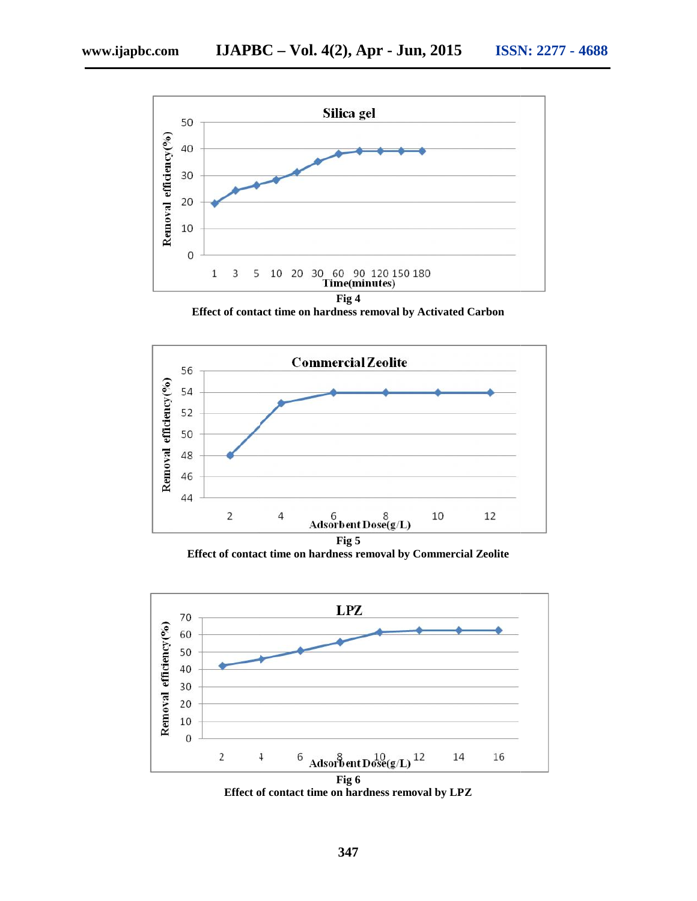**Fig 4**

**Effect of contact time on hardness removal by Activated Carbon**

**Fig 5**

**Effect of contact time on hardness removal by Commercial Zeolite**

**Fig 6**

**Effect of contact time on hardness removal by LPZ**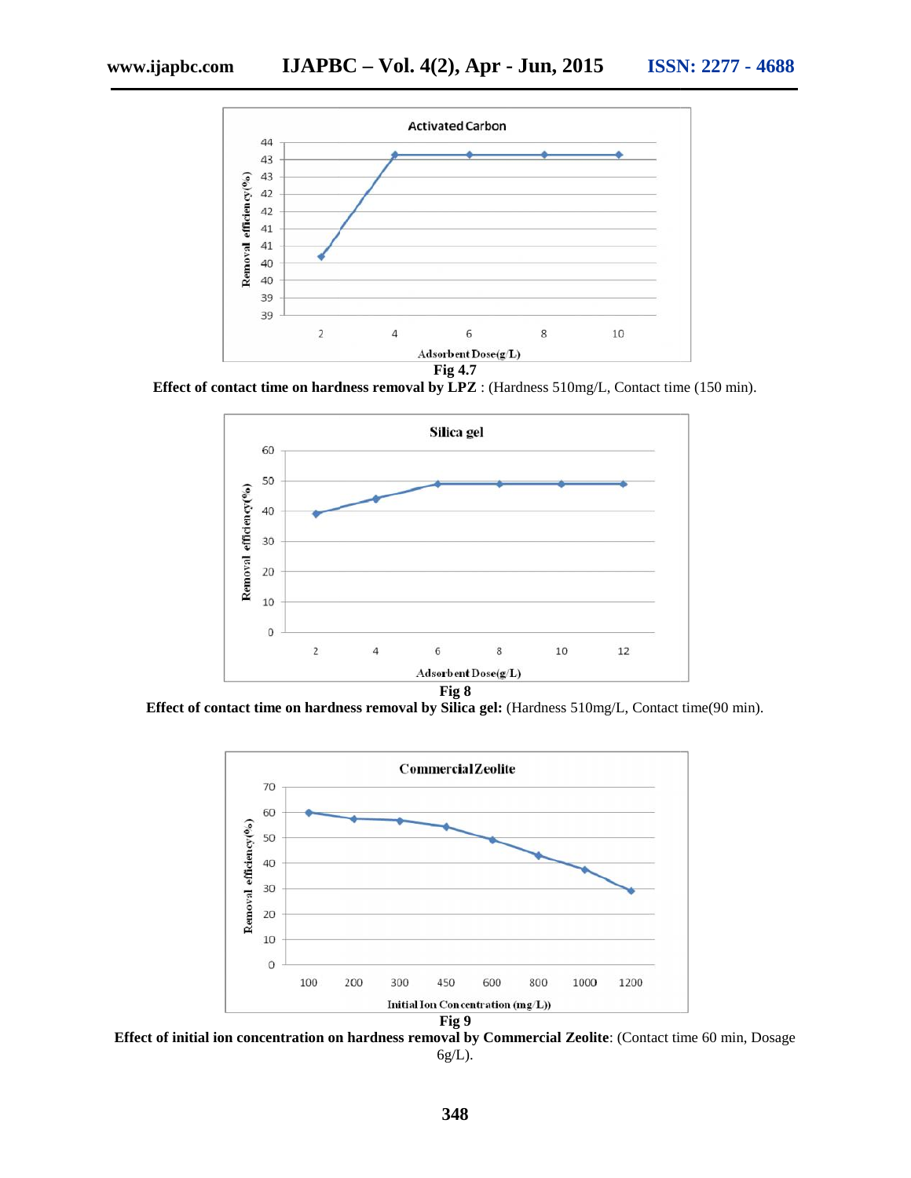Fig 4.7

**Effect of contact time on hardness removal by LPZ** : (Hardness 510mg/L, Contact time (150 min).

Fig 8

**Effect of contact time on hardness removal by Silica gel:** (Hardness 510mg/L, Contact time(90 min).

Fig 9

**Effect of initial ion concentration on hardness removal by Commercial Zeolite**: (Contact time 60 min, Dosage 6g/L).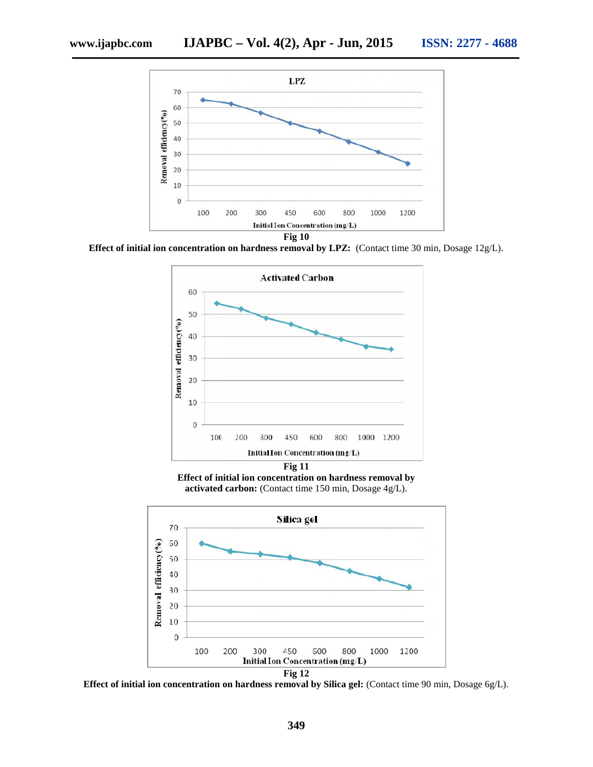**Fig 10**

**Effect of initial ion concentration on hardness removal by LPZ:** (Contact time 30 min, Dosage 12g/L).

**Fig 11**

**Effect of initial ion concentration on hardness removal by activated carbon:** (Contact time 150 min, Dosage 4g/L).

**Fig 12**

**Effect of initial ion concentration on hardness removal by Silica gel:** (Contact time 90 min, Dosage 6g/L).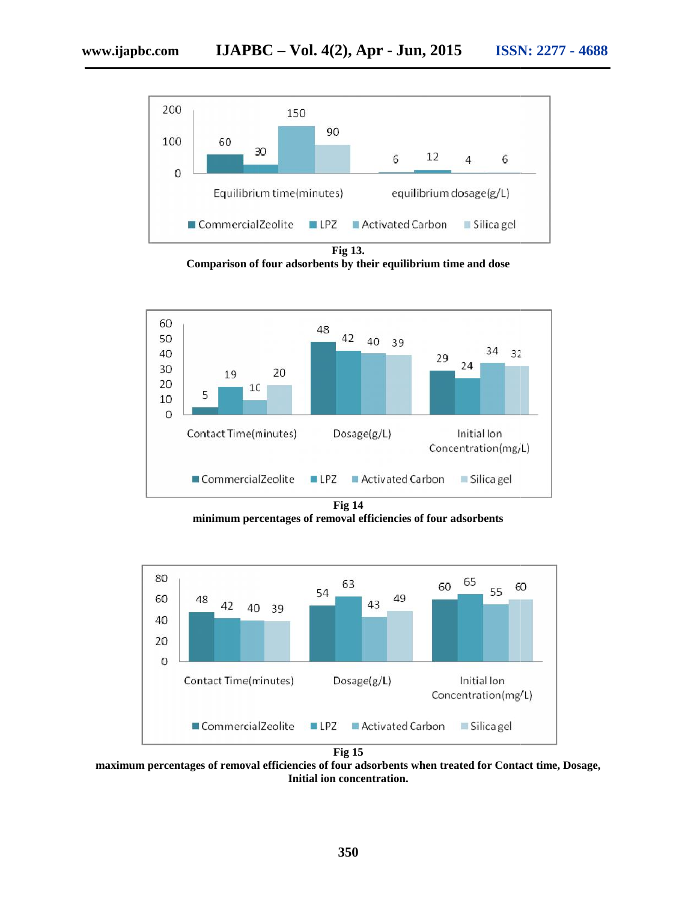| | Commercial Zeolite | LPZ | Activated Carbon | Silica gel |
|---|---|---|---|---|
| Equilibrium time (minutes) | 60 | 30 | 150 | 90 |
| equilibrium dosage (g/L) | 6 | 12 | 4 | 6 |

**Fig 13.**
**Comparison of four adsorbents by their equilibrium time and dose**

| | Commercial Zeolite | LPZ | Activated Carbon | Silica gel |
|---|---|---|---|---|
| Contact Time (minutes) | 5 | 19 | 10 | 20 |
| Dosage (g/L) | 48 | 42 | 40 | 39 |
| Initial Ion Concentration (mg/L) | 29 | 24 | 34 | 32 |

**Fig 14**
**minimum percentages of removal efficiencies of four adsorbents**

| | Commercial Zeolite | LPZ | Activated Carbon | Silica gel |
|---|---|---|---|---|
| Contact Time (minutes) | 48 | 42 | 40 | 39 |
| Dosage (g/L) | 54 | 63 | 43 | 49 |
| Initial Ion Concentration (mg/L) | 60 | 65 | 55 | 60 |

**Fig 15**
**maximum percentages of removal efficiencies of four adsorbents when treated for Contact time, Dosage, Initial ion concentration.**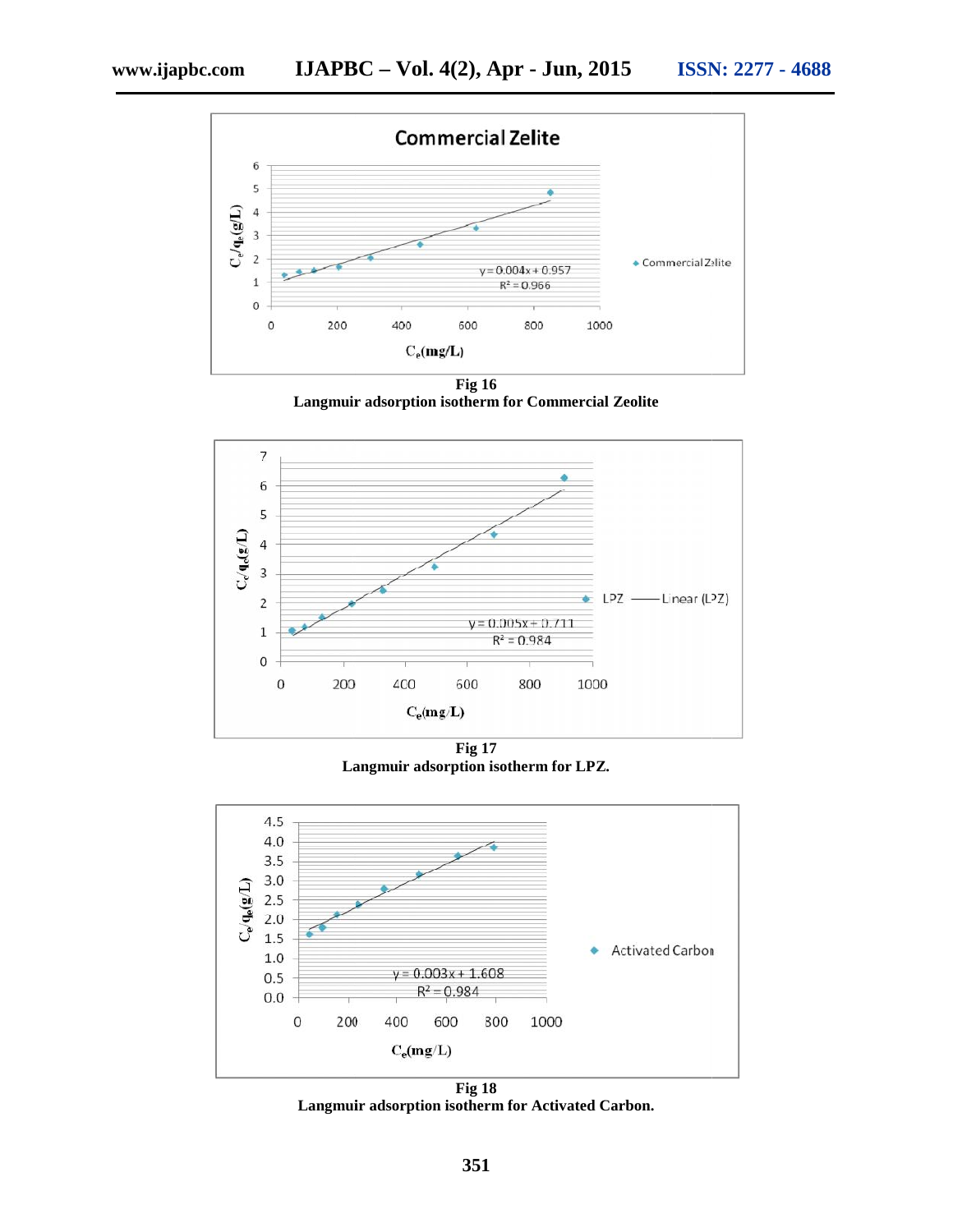Fig 16

**Langmuir adsorption isotherm for Commercial Zeolite**

Fig 17

**Langmuir adsorption isotherm for LPZ.**

Fig 18

**Langmuir adsorption isotherm for Activated Carbon.**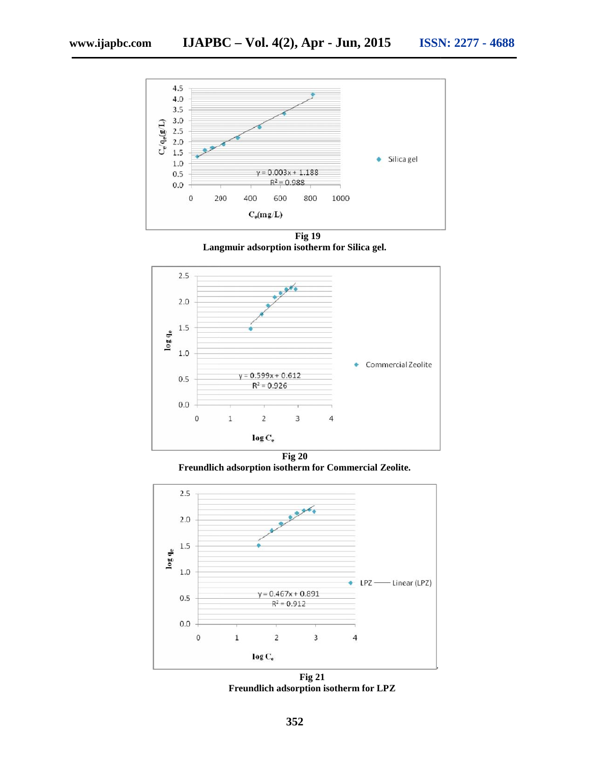**Fig 19**
**Langmuir adsorption isotherm for Silica gel.**

**Fig 20**
**Freundlich adsorption isotherm for Commercial Zeolite.**

**Fig 21**
**Freundlich adsorption isotherm for LPZ**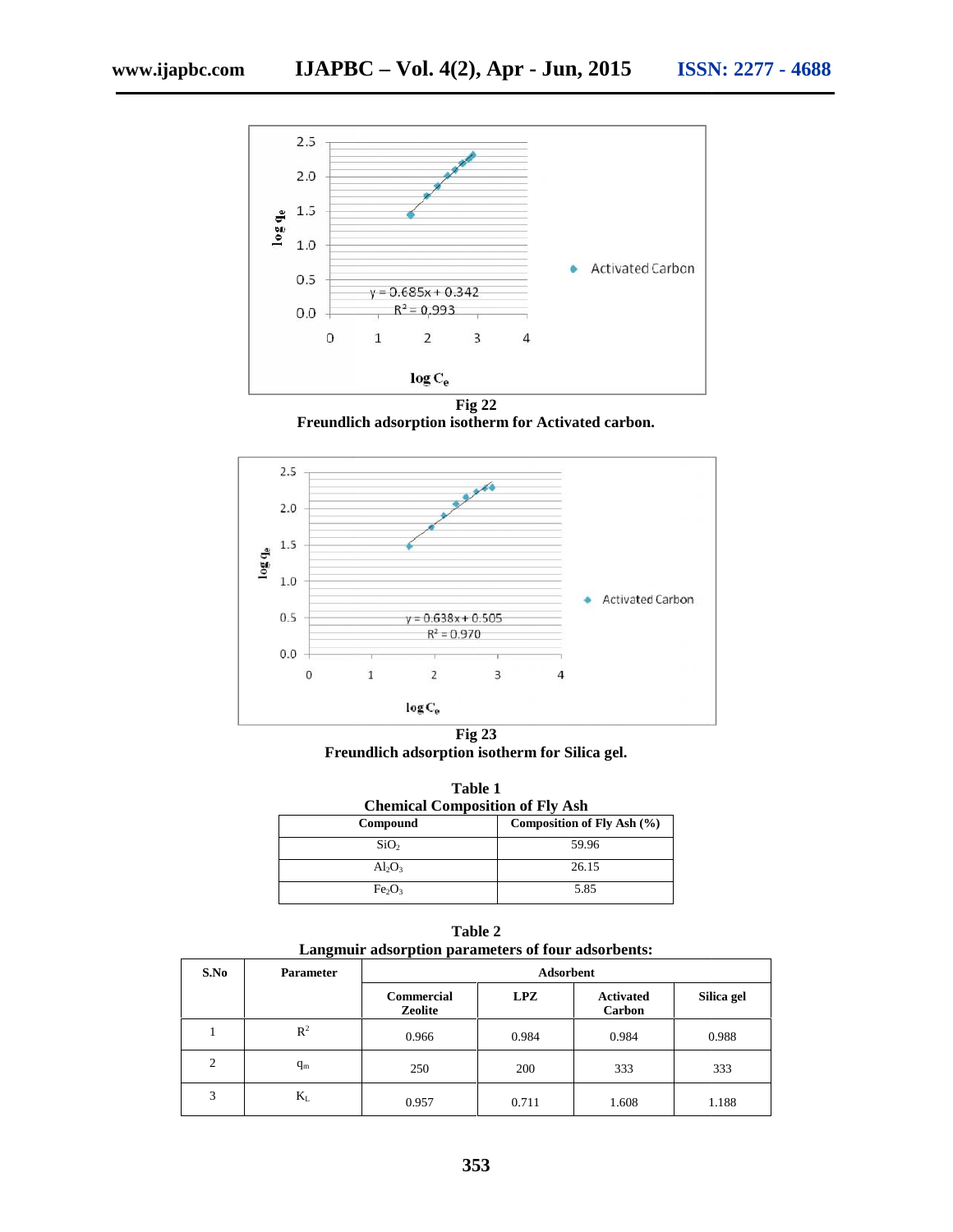**Fig 22**
**Freundlich adsorption isotherm for Activated carbon.**

**Fig 23**
**Freundlich adsorption isotherm for Silica gel.**

**Table 1**
**Chemical Composition of Fly Ash**

| Compound | Composition of Fly Ash (%) |
|---|---|
| $SiO_2$ | 59.96 |
| $Al_2O_3$ | 26.15 |
| $Fe_2O_3$ | 5.85 |

**Table 2**
**Langmuir adsorption parameters of four adsorbents:**

| S.No | Parameter | Adsorbent | | | |
|---|---|---|---|---|---|
| | | Commercial Zeolite | LPZ | Activated Carbon | Silica gel |
| 1 | $R^2$ | 0.966 | 0.984 | 0.984 | 0.988 |
| 2 | $q_m$ | 250 | 200 | 333 | 333 |
| 3 | $K_L$ | 0.957 | 0.711 | 1.608 | 1.188 |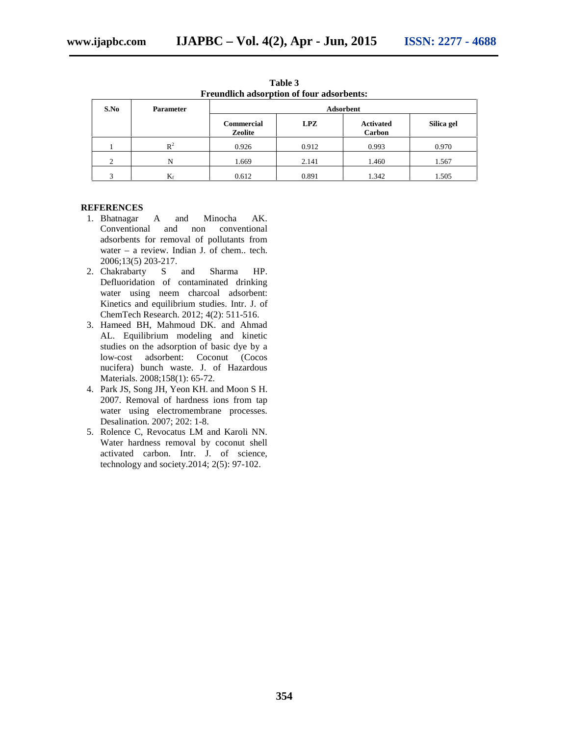**Table 3**
**Freundlich adsorption of four adsorbents:**

| S.No | Parameter | Adsorbent | | | |
|---|---|---|---|---|---|
| | | Commercial Zeolite | LPZ | Activated Carbon | Silica gel |
| 1 | $R^2$ | 0.926 | 0.912 | 0.993 | 0.970 |
| 2 | N | 1.669 | 2.141 | 1.460 | 1.567 |
| 3 | $K_f$ | 0.612 | 0.891 | 1.342 | 1.505 |

## REFERENCES

1. Bhatnagar A and Minocha AK. Conventional and non conventional adsorbents for removal of pollutants from water – a review. Indian J. of chem.. tech. 2006;13(5) 203-217.
2. Chakrabarty S and Sharma HP. Defluoridation of contaminated drinking water using neem charcoal adsorbent: Kinetics and equilibrium studies. Intr. J. of ChemTech Research. 2012; 4(2): 511-516.
3. Hameed BH, Mahmoud DK. and Ahmad AL. Equilibrium modeling and kinetic studies on the adsorption of basic dye by a low-cost adsorbent: Coconut (Cocos nucifera) bunch waste. J. of Hazardous Materials. 2008;158(1): 65-72.
4. Park JS, Song JH, Yeon KH. and Moon S H. 2007. Removal of hardness ions from tap water using electromembrane processes. Desalination. 2007; 202: 1-8.
5. Rolence C, Revocatus LM and Karoli NN. Water hardness removal by coconut shell activated carbon. Intr. J. of science, technology and society.2014; 2(5): 97-102.